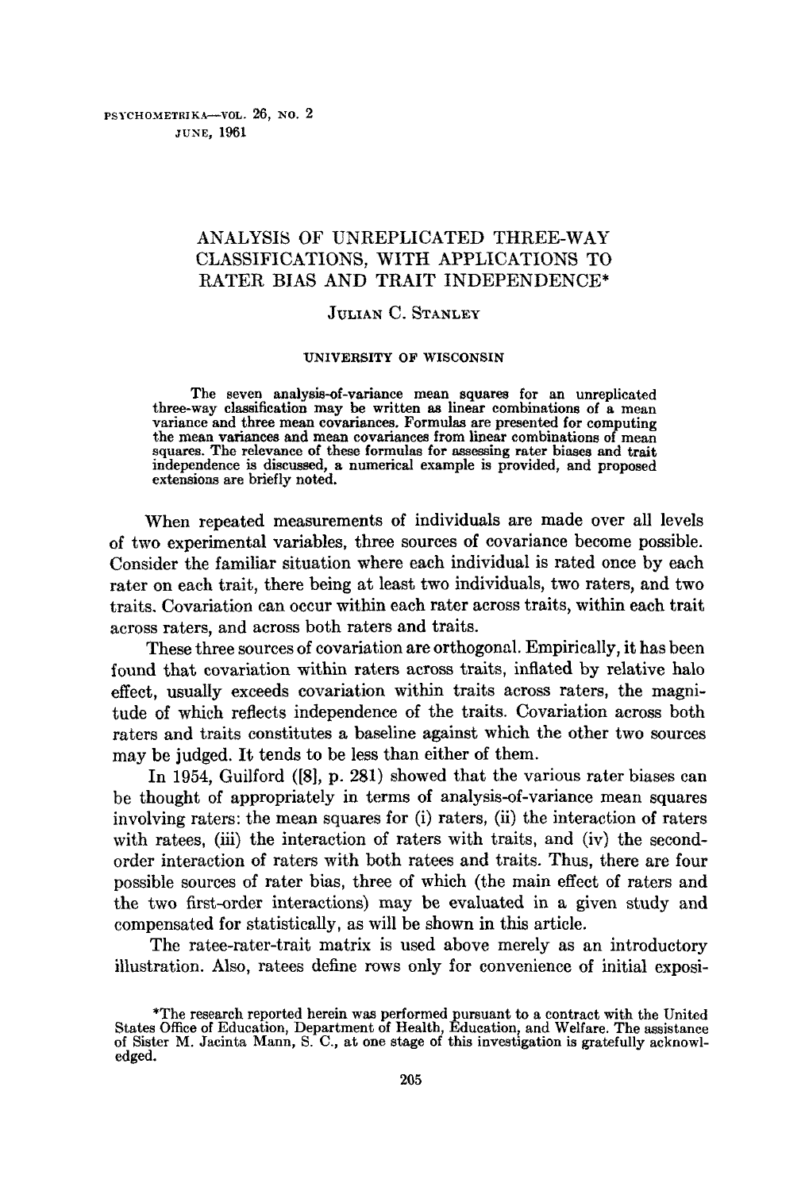# ANALYSIS OF UNREPLICATED THREE-WAY CLASSIFICATIONS, WITH APPLICATIONS TO RATER BIAS AND TRAIT INDEPENDENCE*

JULIAN C. STANLEY

UNIVERSITY OF WISCONSIN

The seven analysis-of-variance mean squares for an unreplicated three-way classification may be written as linear combinations of a mean variance and three mean covariances. Formulas are presented for computing the mean variances and mean covariances from linear combinations of mean squares. The relevance of these formulas for assessing rater biases and trait independence is discussed, a numerical example is provided, and proposed extensions are briefly noted.

When repeated measurements of individuals are made over all levels of two experimental variables, three sources of covariance become possible. Consider the familiar situation where each individual is rated once by each rater on each trait, there being at least two individuals, two raters, and two traits. Covariation can occur within each rater across traits, within each trait across raters, and across both raters and traits.

These three sources of covariation are orthogonal. Empirically, it has been found that covariation within raters across traits, inflated by relative halo effect, usually exceeds covariation within traits across raters, the magnitude of which reflects independence of the traits. Covariation across both raters and traits constitutes a baseline against which the other two sources may be judged. It tends to be less than either of them.

In 1954, Guilford ([8], p. 281) showed that the various rater biases can be thought of appropriately in terms of analysis-of-variance mean squares involving raters: the mean squares for (i) raters, (ii) the interaction of raters with ratees, (iii) the interaction of raters with traits, and (iv) the second-order interaction of raters with both ratees and traits. Thus, there are four possible sources of rater bias, three of which (the main effect of raters and the two first-order interactions) may be evaluated in a given study and compensated for statistically, as will be shown in this article.

The ratee-rater-trait matrix is used above merely as an introductory illustration. Also, ratees define rows only for convenience of initial exposi-

*The research reported herein was performed pursuant to a contract with the United States Office of Education, Department of Health, Education, and Welfare. The assistance of Sister M. Jacinta Mann, S. C., at one stage of this investigation is gratefully acknowledged.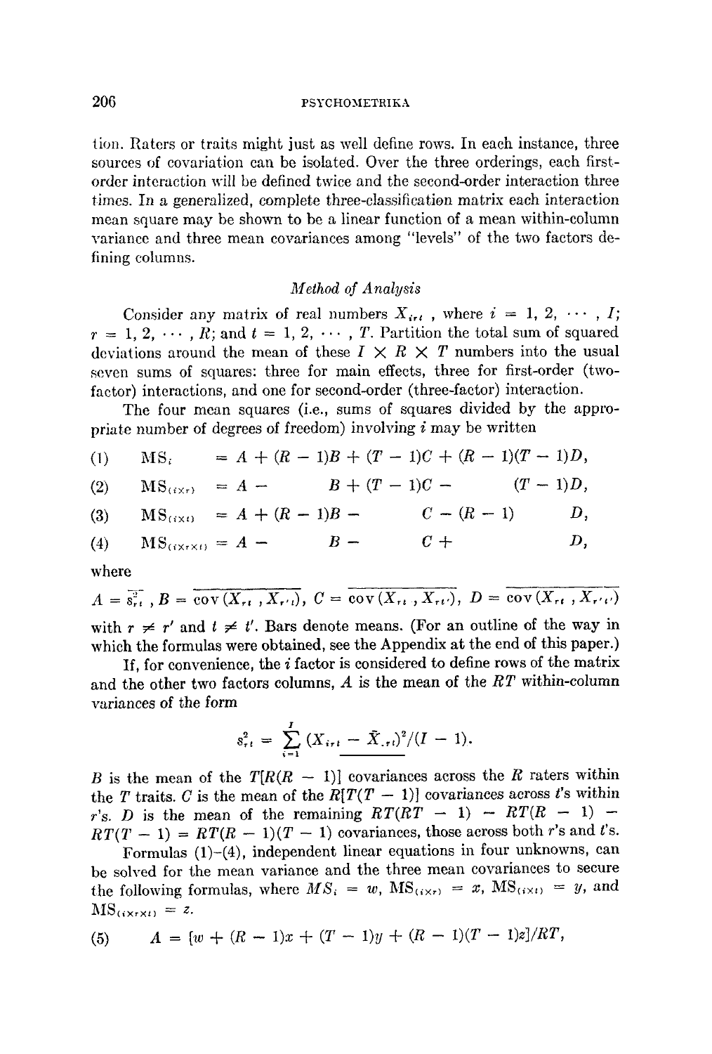tion. Raters or traits might just as well define rows. In each instance, three sources of covariation can be isolated. Over the three orderings, each first-order interaction will be defined twice and the second-order interaction three times. In a generalized, complete three-classification matrix each interaction mean square may be shown to be a linear function of a mean within-column variance and three mean covariances among "levels" of the two factors defining columns.

### *Method of Analysis*

Consider any matrix of real numbers $X_{irt}$, where $i = 1, 2, \cdots, I$; $r = 1, 2, \cdots, R$; and $t = 1, 2, \cdots, T$. Partition the total sum of squared deviations around the mean of these $I \times R \times T$ numbers into the usual seven sums of squares: three for main effects, three for first-order (two-factor) interactions, and one for second-order (three-factor) interaction.

The four mean squares (i.e., sums of squares divided by the appropriate number of degrees of freedom) involving $i$ may be written

$$\text{(1)} \quad \text{MS}_i = A + (R-1)B + (T-1)C + (R-1)(T-1)D,$$

$$\text{(2)} \quad \text{MS}_{(i \times r)} = A - B + (T-1)C - (T-1)D,$$

$$\text{(3)} \quad \text{MS}_{(i \times t)} = A + (R-1)B - C - (R-1)D,$$

$$\text{(4)} \quad \text{MS}_{(i \times r \times t)} = A - B - C + D,$$

where

$$A = \overline{s_{rt}^2}, \; B = \overline{\text{cov}(X_{rt}, X_{r't})}, \; C = \overline{\text{cov}(X_{rt}, X_{rt'})}, \; D = \overline{\text{cov}(X_{rt}, X_{r't'})}$$

with $r \neq r'$ and $t \neq t'$. Bars denote means. (For an outline of the way in which the formulas were obtained, see the Appendix at the end of this paper.)

If, for convenience, the $i$ factor is considered to define rows of the matrix and the other two factors columns, $A$ is the mean of the $RT$ within-column variances of the form

$$s_{rt}^2 = \sum_{i=1}^{I} (X_{irt} - \bar{X}_{.rt})^2/(I-1).$$

$B$ is the mean of the $T[R(R-1)]$ covariances across the $R$ raters within the $T$ traits. $C$ is the mean of the $R[T(T-1)]$ covariances across $t$'s within $r$'s. $D$ is the mean of the remaining $RT(RT-1) - RT(R-1) - RT(T-1) = RT(R-1)(T-1)$ covariances, those across both $r$'s and $t$'s.

Formulas (1)-(4), independent linear equations in four unknowns, can be solved for the mean variance and the three mean covariances to secure the following formulas, where $MS_i = w$, $\text{MS}_{(i \times r)} = x$, $\text{MS}_{(i \times t)} = y$, and $\text{MS}_{(i \times r \times t)} = z$.

$$\text{(5)} \quad A = [w + (R-1)x + (T-1)y + (R-1)(T-1)z]/RT,$$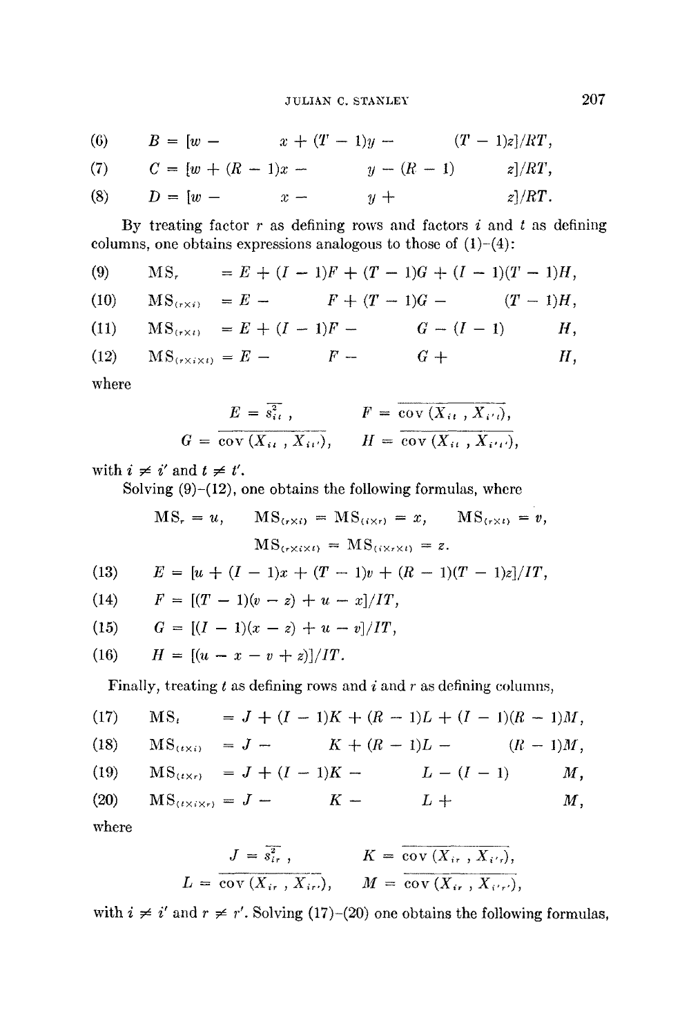$$B = [w - x + (T - 1)y - (T - 1)z]/RT, \tag{6}$$

$$C = [w + (R - 1)x - y - (R - 1)z]/RT, \tag{7}$$

$$D = [w - x - y + z]/RT. \tag{8}$$

By treating factor $r$ as defining rows and factors $i$ and $t$ as defining columns, one obtains expressions analogous to those of (1)–(4):

$$\text{MS}_r = E + (I - 1)F + (T - 1)G + (I - 1)(T - 1)H, \tag{9}$$

$$\text{MS}_{(r \times i)} = E - F + (T - 1)G - (T - 1)H, \tag{10}$$

$$\text{MS}_{(r \times t)} = E + (I - 1)F - G - (I - 1)H, \tag{11}$$

$$\text{MS}_{(r \times i \times t)} = E - F - G + H, \tag{12}$$

where

$$E = \overline{s_{it}^2}, \qquad F = \overline{\text{cov}(X_{it}, X_{i't})},$$

$$G = \overline{\text{cov}(X_{it}, X_{it'})}, \qquad H = \overline{\text{cov}(X_{it}, X_{i't'})},$$

with $i \neq i'$ and $t \neq t'$.

Solving (9)–(12), one obtains the following formulas, where

$$\text{MS}_r = u, \qquad \text{MS}_{(r \times i)} = \text{MS}_{(i \times r)} = x, \qquad \text{MS}_{(r \times t)} = v,$$

$$\text{MS}_{(r \times i \times t)} = \text{MS}_{(i \times r \times t)} = z.$$

$$E = [u + (I - 1)x + (T - 1)v + (R - 1)(T - 1)z]/IT, \tag{13}$$

$$F = [(T - 1)(v - z) + u - x]/IT, \tag{14}$$

$$G = [(I - 1)(x - z) + u - v]/IT, \tag{15}$$

$$H = [(u - x - v + z)]/IT. \tag{16}$$

Finally, treating $t$ as defining rows and $i$ and $r$ as defining columns,

$$\text{MS}_t = J + (I - 1)K + (R - 1)L + (I - 1)(R - 1)M, \tag{17}$$

$$\text{MS}_{(t \times i)} = J - K + (R - 1)L - (R - 1)M, \tag{18}$$

$$\text{MS}_{(t \times r)} = J + (I - 1)K - L - (I - 1)M, \tag{19}$$

$$\text{MS}_{(t \times i \times r)} = J - K - L + M, \tag{20}$$

where

$$J = \overline{s_{ir}^2}, \qquad K = \overline{\text{cov}(X_{ir}, X_{i'r})},$$

$$L = \overline{\text{cov}(X_{ir}, X_{ir'})}, \qquad M = \overline{\text{cov}(X_{ir}, X_{i'r'})},$$

with $i \neq i'$ and $r \neq r'$. Solving (17)–(20) one obtains the following formulas,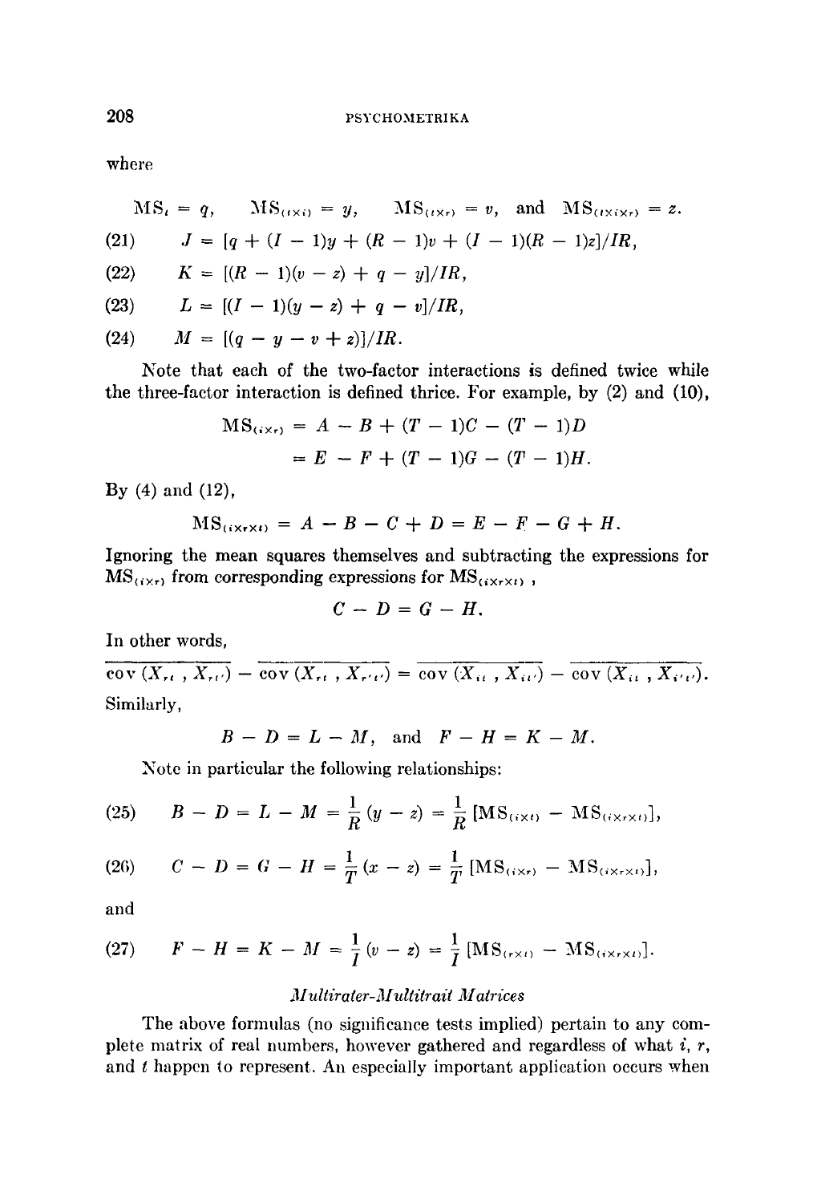where

$$\text{MS}_t = q, \qquad \text{MS}_{(t \times i)} = y, \qquad \text{MS}_{(t \times r)} = v, \quad \text{and} \quad \text{MS}_{(t \times i \times r)} = z.$$

(21) $\quad J = [q + (I - 1)y + (R - 1)v + (I - 1)(R - 1)z]/IR,$

(22) $\quad K = [(R - 1)(v - z) + q - y]/IR,$

(23) $\quad L = [(I - 1)(y - z) + q - v]/IR,$

(24) $\quad M = [(q - y - v + z)]/IR.$

Note that each of the two-factor interactions is defined twice while the three-factor interaction is defined thrice. For example, by (2) and (10),

$$\begin{aligned}\text{MS}_{(i \times r)} &= A - B + (T - 1)C - (T - 1)D \\ &= E - F + (T - 1)G - (T - 1)H.\end{aligned}$$

By (4) and (12),

$$\text{MS}_{(i \times r \times t)} = A - B - C + D = E - F - G + H.$$

Ignoring the mean squares themselves and subtracting the expressions for $\text{MS}_{(i \times r)}$ from corresponding expressions for $\text{MS}_{(i \times r \times t)}$,

$$C - D = G - H.$$

In other words,

$$\overline{\text{cov}\,(X_{rt}\,,\, X_{rt'})} - \overline{\text{cov}\,(X_{rt}\,,\, X_{r't'})} = \overline{\text{cov}\,(X_{it}\,,\, X_{it'})} - \overline{\text{cov}\,(X_{it}\,,\, X_{i't'})}.$$

Similarly,

$$B - D = L - M, \quad \text{and} \quad F - H = K - M.$$

Note in particular the following relationships:

(25) $$B - D = L - M = \frac{1}{R}(y - z) = \frac{1}{R}[\text{MS}_{(i \times t)} - \text{MS}_{(i \times r \times t)}],$$

(26) $$C - D = G - H = \frac{1}{T}(x - z) = \frac{1}{T}[\text{MS}_{(i \times r)} - \text{MS}_{(i \times r \times t)}],$$

and

(27) $$F - H = K - M = \frac{1}{I}(v - z) = \frac{1}{I}[\text{MS}_{(r \times t)} - \text{MS}_{(i \times r \times t)}].$$

*Multirater-Multitrait Matrices*

The above formulas (no significance tests implied) pertain to any complete matrix of real numbers, however gathered and regardless of what $i$, $r$, and $t$ happen to represent. An especially important application occurs when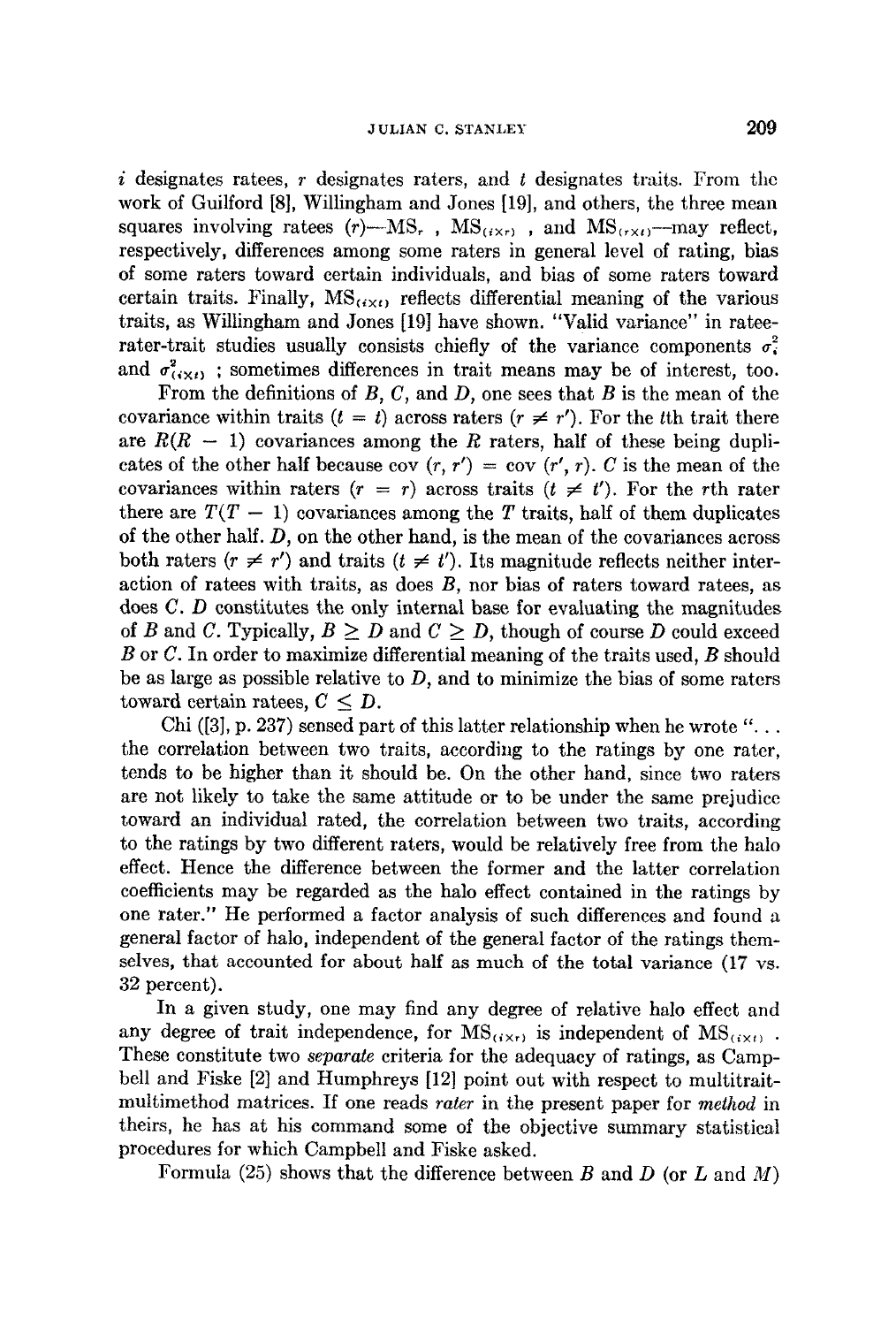$i$ designates ratees, $r$ designates raters, and $t$ designates traits. From the work of Guilford [8], Willingham and Jones [19], and others, the three mean squares involving ratees ($r$)—$MS_r$, $MS_{(i \times r)}$, and $MS_{(r \times t)}$—may reflect, respectively, differences among some raters in general level of rating, bias of some raters toward certain individuals, and bias of some raters toward certain traits. Finally, $MS_{(i \times t)}$ reflects differential meaning of the various traits, as Willingham and Jones [19] have shown. "Valid variance" in ratee-rater-trait studies usually consists chiefly of the variance components $\sigma_i^2$ and $\sigma_{(i \times t)}^2$; sometimes differences in trait means may be of interest, too.

From the definitions of $B$, $C$, and $D$, one sees that $B$ is the mean of the covariance within traits ($t = t$) across raters ($r \neq r'$). For the $t$th trait there are $R(R - 1)$ covariances among the $R$ raters, half of these being duplicates of the other half because cov $(r, r')$ = cov $(r', r)$. $C$ is the mean of the covariances within raters ($r = r$) across traits ($t \neq t'$). For the $r$th rater there are $T(T - 1)$ covariances among the $T$ traits, half of them duplicates of the other half. $D$, on the other hand, is the mean of the covariances across both raters ($r \neq r'$) and traits ($t \neq t'$). Its magnitude reflects neither interaction of ratees with traits, as does $B$, nor bias of raters toward ratees, as does $C$. $D$ constitutes the only internal base for evaluating the magnitudes of $B$ and $C$. Typically, $B \geq D$ and $C \geq D$, though of course $D$ could exceed $B$ or $C$. In order to maximize differential meaning of the traits used, $B$ should be as large as possible relative to $D$, and to minimize the bias of some raters toward certain ratees, $C \leq D$.

Chi ([3], p. 237) sensed part of this latter relationship when he wrote "... the correlation between two traits, according to the ratings by one rater, tends to be higher than it should be. On the other hand, since two raters are not likely to take the same attitude or to be under the same prejudice toward an individual rated, the correlation between two traits, according to the ratings by two different raters, would be relatively free from the halo effect. Hence the difference between the former and the latter correlation coefficients may be regarded as the halo effect contained in the ratings by one rater." He performed a factor analysis of such differences and found a general factor of halo, independent of the general factor of the ratings themselves, that accounted for about half as much of the total variance (17 vs. 32 percent).

In a given study, one may find any degree of relative halo effect and any degree of trait independence, for $MS_{(i \times r)}$ is independent of $MS_{(i \times t)}$. These constitute two *separate* criteria for the adequacy of ratings, as Campbell and Fiske [2] and Humphreys [12] point out with respect to multitrait-multimethod matrices. If one reads *rater* in the present paper for *method* in theirs, he has at his command some of the objective summary statistical procedures for which Campbell and Fiske asked.

Formula (25) shows that the difference between $B$ and $D$ (or $L$ and $M$)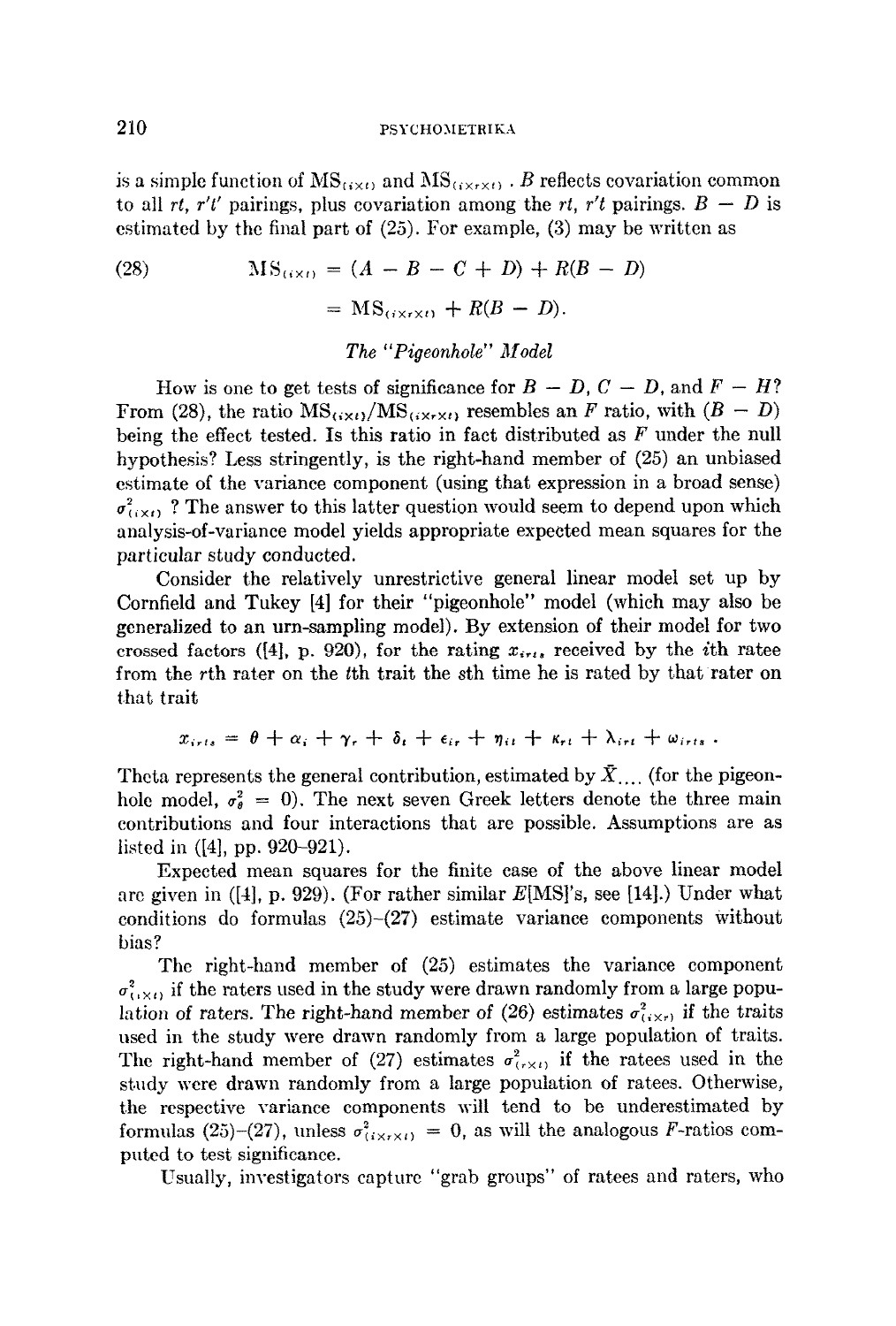is a simple function of $\text{MS}_{(i\times t)}$ and $\text{MS}_{(i\times r\times t)}$. $B$ reflects covariation common to all $rt$, $r't'$ pairings, plus covariation among the $rt$, $r't$ pairings. $B - D$ is estimated by the final part of (25). For example, (3) may be written as

$$\text{(28)} \qquad \text{MS}_{(i\times t)} = (A - B - C + D) + R(B - D)$$

$$= \text{MS}_{(i\times r\times t)} + R(B - D).$$

### The "Pigeonhole" Model

How is one to get tests of significance for $B - D$, $C - D$, and $F - H$? From (28), the ratio $\text{MS}_{(i\times t)}/\text{MS}_{(i\times r\times t)}$ resembles an $F$ ratio, with $(B - D)$ being the effect tested. Is this ratio in fact distributed as $F$ under the null hypothesis? Less stringently, is the right-hand member of (25) an unbiased estimate of the variance component (using that expression in a broad sense) $\sigma^2_{(i\times t)}$? The answer to this latter question would seem to depend upon which analysis-of-variance model yields appropriate expected mean squares for the particular study conducted.

Consider the relatively unrestrictive general linear model set up by Cornfield and Tukey [4] for their "pigeonhole" model (which may also be generalized to an urn-sampling model). By extension of their model for two crossed factors ([4], p. 920), for the rating $x_{irts}$ received by the $i$th ratee from the $r$th rater on the $t$th trait the $s$th time he is rated by that rater on that trait

$$x_{irts} = \theta + \alpha_i + \gamma_r + \delta_t + \epsilon_{ir} + \eta_{it} + \kappa_{rt} + \lambda_{irt} + \omega_{irts}\,.$$

Theta represents the general contribution, estimated by $\bar{X}_{....}$ (for the pigeonhole model, $\sigma^2_\theta = 0$). The next seven Greek letters denote the three main contributions and four interactions that are possible. Assumptions are as listed in ([4], pp. 920–921).

Expected mean squares for the finite case of the above linear model are given in ([4], p. 929). (For rather similar $E$[MS]'s, see [14].) Under what conditions do formulas (25)–(27) estimate variance components without bias?

The right-hand member of (25) estimates the variance component $\sigma^2_{(i\times t)}$ if the raters used in the study were drawn randomly from a large population of raters. The right-hand member of (26) estimates $\sigma^2_{(i\times r)}$ if the traits used in the study were drawn randomly from a large population of traits. The right-hand member of (27) estimates $\sigma^2_{(r\times t)}$ if the ratees used in the study were drawn randomly from a large population of ratees. Otherwise, the respective variance components will tend to be underestimated by formulas (25)–(27), unless $\sigma^2_{(i\times r\times t)} = 0$, as will the analogous $F$-ratios computed to test significance.

Usually, investigators capture "grab groups" of ratees and raters, who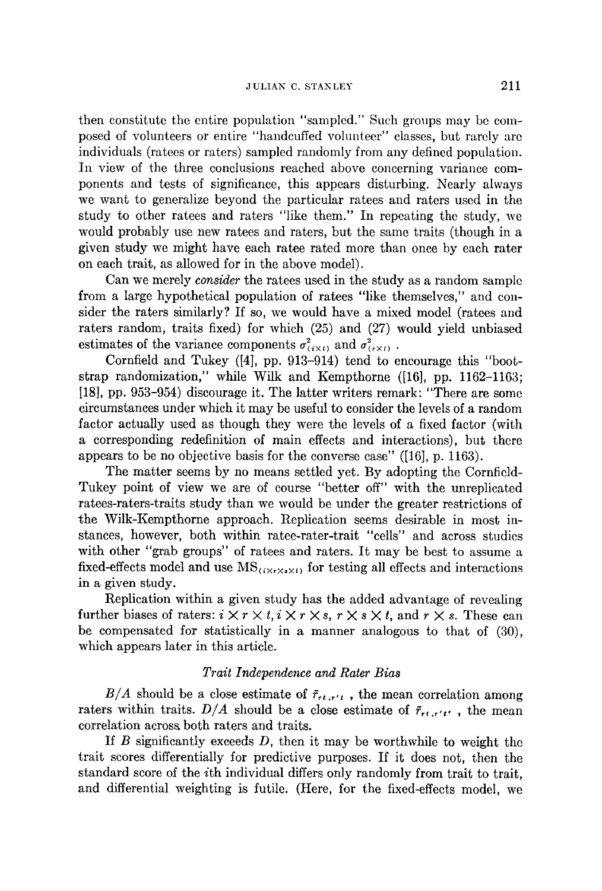then constitute the entire population "sampled." Such groups may be composed of volunteers or entire "handcuffed volunteer" classes, but rarely are individuals (ratees or raters) sampled randomly from any defined population. In view of the three conclusions reached above concerning variance components and tests of significance, this appears disturbing. Nearly always we want to generalize beyond the particular ratees and raters used in the study to other ratees and raters "like them." In repeating the study, we would probably use new ratees and raters, but the same traits (though in a given study we might have each ratee rated more than once by each rater on each trait, as allowed for in the above model).

Can we merely *consider* the ratees used in the study as a random sample from a large hypothetical population of ratees "like themselves," and consider the raters similarly? If so, we would have a mixed model (ratees and raters random, traits fixed) for which (25) and (27) would yield unbiased estimates of the variance components $\sigma^2_{(i \times t)}$ and $\sigma^2_{(r \times t)}$.

Cornfield and Tukey ([4], pp. 913–914) tend to encourage this "bootstrap randomization," while Wilk and Kempthorne ([16], pp. 1162–1163; [18], pp. 953–954) discourage it. The latter writers remark: "There are some circumstances under which it may be useful to consider the levels of a random factor actually used as though they were the levels of a fixed factor (with a corresponding redefinition of main effects and interactions), but there appears to be no objective basis for the converse case" ([16], p. 1163).

The matter seems by no means settled yet. By adopting the Cornfield-Tukey point of view we are of course "better off" with the unreplicated ratees-raters-traits study than we would be under the greater restrictions of the Wilk-Kempthorne approach. Replication seems desirable in most instances, however, both within ratee-rater-trait "cells" and across studies with other "grab groups" of ratees and raters. It may be best to assume a fixed-effects model and use $\text{MS}_{(i \times r \times s \times t)}$ for testing all effects and interactions in a given study.

Replication within a given study has the added advantage of revealing further biases of raters: $i \times r \times t$, $i \times r \times s$, $r \times s \times t$, and $r \times s$. These can be compensated for statistically in a manner analogous to that of (30), which appears later in this article.

### *Trait Independence and Rater Bias*

$B/A$ should be a close estimate of $\bar{r}_{rt,r't}$, the mean correlation among raters within traits. $D/A$ should be a close estimate of $\bar{r}_{rt,r't'}$, the mean correlation across both raters and traits.

If $B$ significantly exceeds $D$, then it may be worthwhile to weight the trait scores differentially for predictive purposes. If it does not, then the standard score of the $i$th individual differs only randomly from trait to trait, and differential weighting is futile. (Here, for the fixed-effects model, we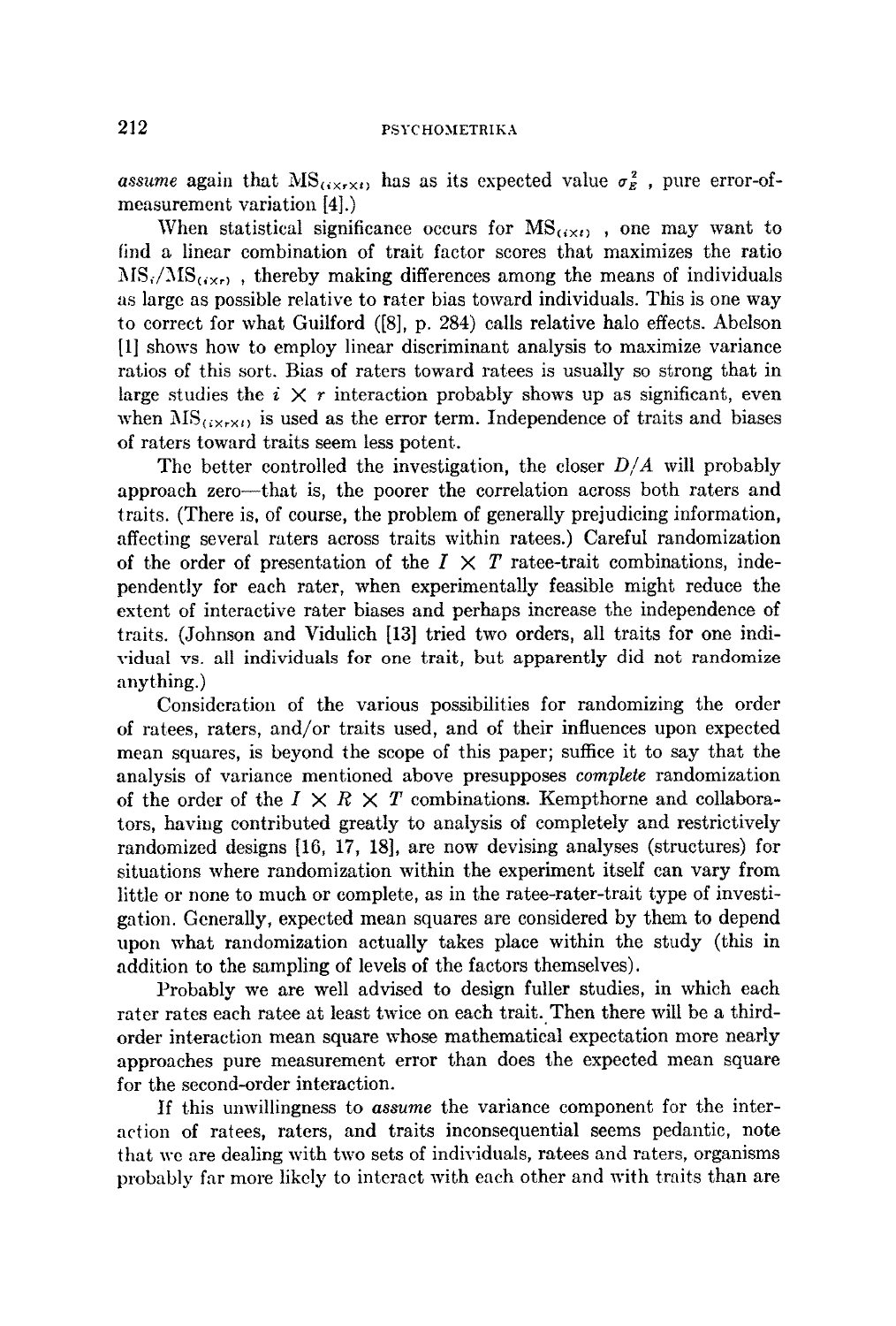*assume* again that $MS_{(i \times r \times t)}$ has as its expected value $\sigma_E^2$, pure error-of-measurement variation [4].)

When statistical significance occurs for $MS_{(i \times t)}$, one may want to find a linear combination of trait factor scores that maximizes the ratio $MS_i/MS_{(i \times r)}$, thereby making differences among the means of individuals as large as possible relative to rater bias toward individuals. This is one way to correct for what Guilford ([8], p. 284) calls relative halo effects. Abelson [1] shows how to employ linear discriminant analysis to maximize variance ratios of this sort. Bias of raters toward ratees is usually so strong that in large studies the $i \times r$ interaction probably shows up as significant, even when $MS_{(i \times r \times t)}$ is used as the error term. Independence of traits and biases of raters toward traits seem less potent.

The better controlled the investigation, the closer $D/A$ will probably approach zero—that is, the poorer the correlation across both raters and traits. (There is, of course, the problem of generally prejudicing information, affecting several raters across traits within ratees.) Careful randomization of the order of presentation of the $I \times T$ ratee-trait combinations, independently for each rater, when experimentally feasible might reduce the extent of interactive rater biases and perhaps increase the independence of traits. (Johnson and Vidulich [13] tried two orders, all traits for one individual vs. all individuals for one trait, but apparently did not randomize anything.)

Consideration of the various possibilities for randomizing the order of ratees, raters, and/or traits used, and of their influences upon expected mean squares, is beyond the scope of this paper; suffice it to say that the analysis of variance mentioned above presupposes *complete* randomization of the order of the $I \times R \times T$ combinations. Kempthorne and collaborators, having contributed greatly to analysis of completely and restrictively randomized designs [16, 17, 18], are now devising analyses (structures) for situations where randomization within the experiment itself can vary from little or none to much or complete, as in the ratee-rater-trait type of investigation. Generally, expected mean squares are considered by them to depend upon what randomization actually takes place within the study (this in addition to the sampling of levels of the factors themselves).

Probably we are well advised to design fuller studies, in which each rater rates each ratee at least twice on each trait. Then there will be a third-order interaction mean square whose mathematical expectation more nearly approaches pure measurement error than does the expected mean square for the second-order interaction.

If this unwillingness to *assume* the variance component for the interaction of ratees, raters, and traits inconsequential seems pedantic, note that we are dealing with two sets of individuals, ratees and raters, organisms probably far more likely to interact with each other and with traits than are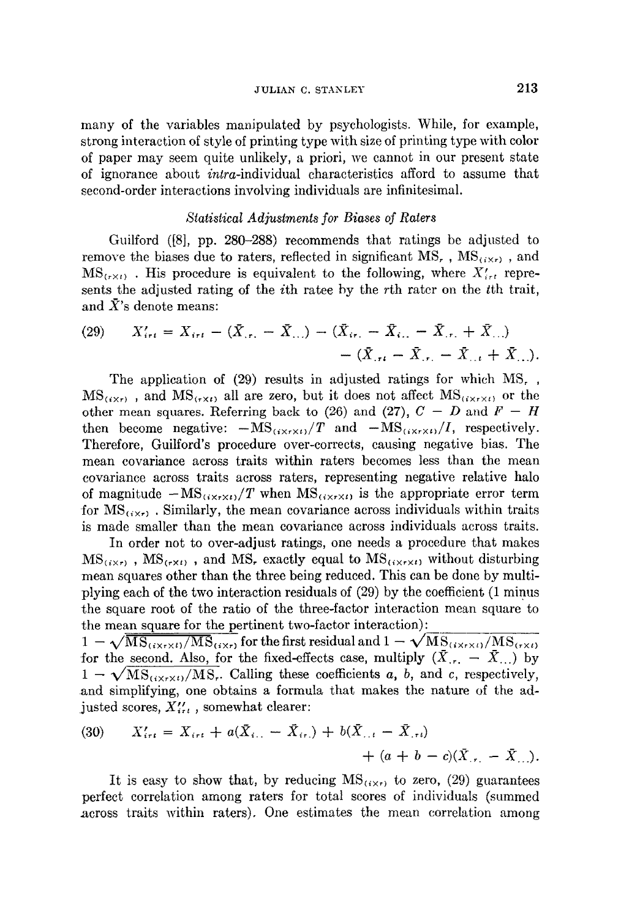many of the variables manipulated by psychologists. While, for example, strong interaction of style of printing type with size of printing type with color of paper may seem quite unlikely, a priori, we cannot in our present state of ignorance about *intra*-individual characteristics afford to assume that second-order interactions involving individuals are infinitesimal.

### *Statistical Adjustments for Biases of Raters*

Guilford ([8], pp. 280–288) recommends that ratings be adjusted to remove the biases due to raters, reflected in significant $\text{MS}_r$, $\text{MS}_{(i \times r)}$, and $\text{MS}_{(r \times t)}$. His procedure is equivalent to the following, where $X'_{irt}$ represents the adjusted rating of the $i$th ratee by the $r$th rater on the $t$th trait, and $\bar{X}$'s denote means:

$$(29) \qquad X'_{irt} = X_{irt} - (\bar{X}_{.r.} - \bar{X}_{...}) - (\bar{X}_{ir.} - \bar{X}_{i..} - \bar{X}_{.r.} + \bar{X}_{...}) - (\bar{X}_{.rt} - \bar{X}_{.r.} - \bar{X}_{..t} + \bar{X}_{...}).$$

The application of (29) results in adjusted ratings for which $\text{MS}_r$, $\text{MS}_{(i \times r)}$, and $\text{MS}_{(r \times t)}$ all are zero, but it does not affect $\text{MS}_{(i \times r \times t)}$ or the other mean squares. Referring back to (26) and (27), $C - D$ and $F - H$ then become negative: $-\text{MS}_{(i \times r \times t)}/T$ and $-\text{MS}_{(i \times r \times t)}/I$, respectively. Therefore, Guilford's procedure over-corrects, causing negative bias. The mean covariance across traits within raters becomes less than the mean covariance across traits across raters, representing negative relative halo of magnitude $-\text{MS}_{(i \times r \times t)}/T$ when $\text{MS}_{(i \times r \times t)}$ is the appropriate error term for $\text{MS}_{(i \times r)}$. Similarly, the mean covariance across individuals within traits is made smaller than the mean covariance across individuals across traits.

In order not to over-adjust ratings, one needs a procedure that makes $\text{MS}_{(i \times r)}$, $\text{MS}_{(r \times t)}$, and $\text{MS}_r$ exactly equal to $\text{MS}_{(i \times r \times t)}$ without disturbing mean squares other than the three being reduced. This can be done by multiplying each of the two interaction residuals of (29) by the coefficient (1 minus the square root of the ratio of the three-factor interaction mean square to the mean square for the pertinent two-factor interaction): $1 - \sqrt{\text{MS}_{(i \times r \times t)}/\text{MS}_{(i \times r)}}$ for the first residual and $1 - \sqrt{\text{MS}_{(i \times r \times t)}/\text{MS}_{(r \times t)}}$ for the second. Also, for the fixed-effects case, multiply $(\bar{X}_{.r.} - \bar{X}_{...})$ by $1 - \sqrt{\text{MS}_{(i \times r \times t)}/\text{MS}_r}$. Calling these coefficients $a$, $b$, and $c$, respectively, and simplifying, one obtains a formula that makes the nature of the adjusted scores, $X''_{irt}$, somewhat clearer:

$$(30) \qquad X'_{irt} = X_{irt} + a(\bar{X}_{i..} - \bar{X}_{ir.}) + b(\bar{X}_{..t} - \bar{X}_{.rt}) + (a + b - c)(\bar{X}_{.r.} - \bar{X}_{...}).$$

It is easy to show that, by reducing $\text{MS}_{(i \times r)}$ to zero, (29) guarantees perfect correlation among raters for total scores of individuals (summed across traits within raters). One estimates the mean correlation among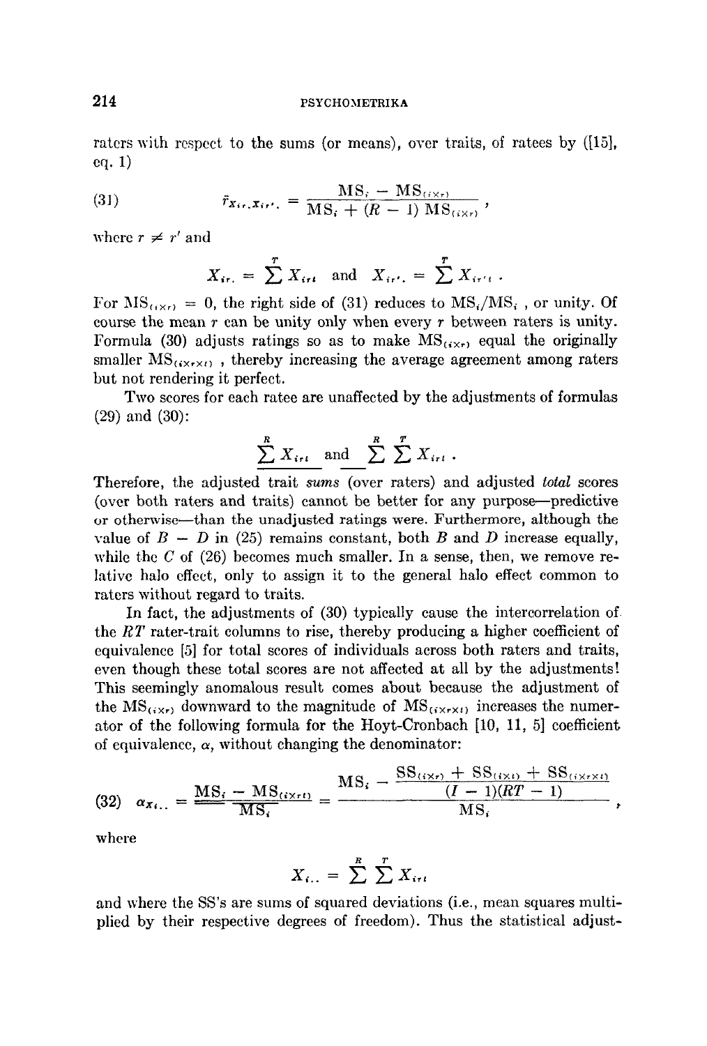raters with respect to the sums (or means), over traits, of ratees by ([15], eq. 1)

$$\bar{r}_{X_{ir.}X_{ir'.}} = \frac{\text{MS}_i - \text{MS}_{(i \times r)}}{\text{MS}_i + (R - 1)\,\text{MS}_{(i \times r)}}, \tag{31}$$

where $r \neq r'$ and

$$X_{ir.} = \sum^{T} X_{irt} \quad \text{and} \quad X_{ir'.} = \sum^{T} X_{ir't}\,.$$

For $\text{MS}_{(i \times r)} = 0$, the right side of (31) reduces to $\text{MS}_i/\text{MS}_i$, or unity. Of course the mean $r$ can be unity only when every $r$ between raters is unity. Formula (30) adjusts ratings so as to make $\text{MS}_{(i \times r)}$ equal the originally smaller $\text{MS}_{(i \times r \times t)}$, thereby increasing the average agreement among raters but not rendering it perfect.

Two scores for each ratee are unaffected by the adjustments of formulas (29) and (30):

$$\sum^{R} X_{irt} \quad \text{and} \quad \sum^{R} \sum^{T} X_{irt}\,.$$

Therefore, the adjusted trait *sums* (over raters) and adjusted *total* scores (over both raters and traits) cannot be better for any purpose—predictive or otherwise—than the unadjusted ratings were. Furthermore, although the value of $B - D$ in (25) remains constant, both $B$ and $D$ increase equally, while the $C$ of (26) becomes much smaller. In a sense, then, we remove relative halo effect, only to assign it to the general halo effect common to raters without regard to traits.

In fact, the adjustments of (30) typically cause the intercorrelation of the $RT$ rater-trait columns to rise, thereby producing a higher coefficient of equivalence [5] for total scores of individuals across both raters and traits, even though these total scores are not affected at all by the adjustments! This seemingly anomalous result comes about because the adjustment of the $\text{MS}_{(i \times r)}$ downward to the magnitude of $\text{MS}_{(i \times r \times t)}$ increases the numerator of the following formula for the Hoyt-Cronbach [10, 11, 5] coefficient of equivalence, $\alpha$, without changing the denominator:

$$\alpha_{X_{i..}} = \frac{\text{MS}_i - \text{MS}_{(i \times r \times t)}}{\text{MS}_i} = \frac{\text{MS}_i - \dfrac{\text{SS}_{(i \times r)} + \text{SS}_{(i \times t)} + \text{SS}_{(i \times r \times t)}}{(I - 1)(RT - 1)}}{\text{MS}_i}, \tag{32}$$

where

$$X_{i..} = \sum^{R} \sum^{T} X_{irt}$$

and where the SS's are sums of squared deviations (i.e., mean squares multiplied by their respective degrees of freedom). Thus the statistical adjust-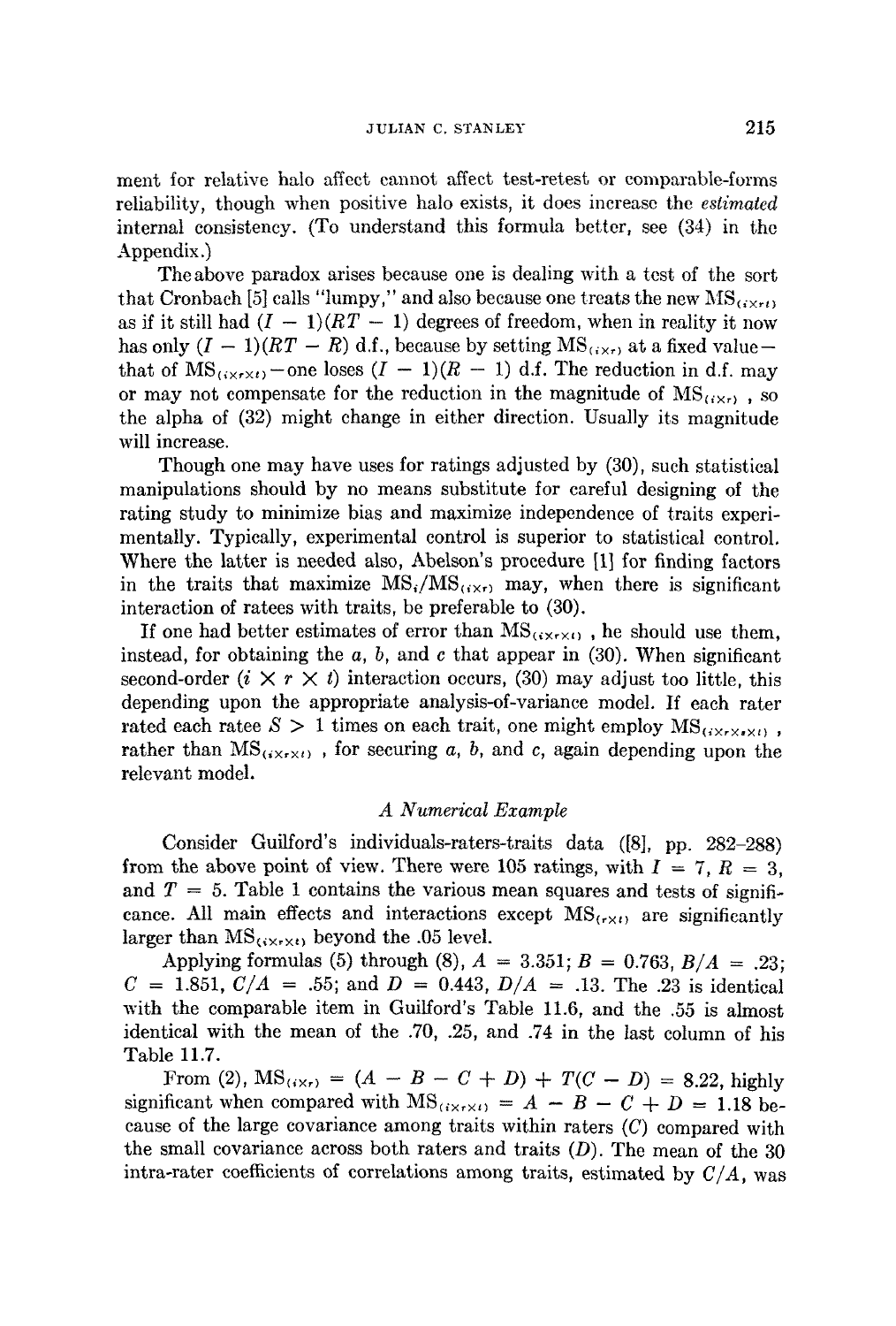ment for relative halo affect cannot affect test-retest or comparable-forms reliability, though when positive halo exists, it does increase the *estimated* internal consistency. (To understand this formula better, see (34) in the Appendix.)

The above paradox arises because one is dealing with a test of the sort that Cronbach [5] calls "lumpy," and also because one treats the new $MS_{(i \times r t)}$ as if it still had $(I - 1)(RT - 1)$ degrees of freedom, when in reality it now has only $(I - 1)(RT - R)$ d.f., because by setting $MS_{(i \times r)}$ at a fixed value—that of $MS_{(i \times r \times t)}$—one loses $(I - 1)(R - 1)$ d.f. The reduction in d.f. may or may not compensate for the reduction in the magnitude of $MS_{(i \times r)}$, so the alpha of (32) might change in either direction. Usually its magnitude will increase.

Though one may have uses for ratings adjusted by (30), such statistical manipulations should by no means substitute for careful designing of the rating study to minimize bias and maximize independence of traits experimentally. Typically, experimental control is superior to statistical control. Where the latter is needed also, Abelson's procedure [1] for finding factors in the traits that maximize $MS_i/MS_{(i \times r)}$ may, when there is significant interaction of ratees with traits, be preferable to (30).

If one had better estimates of error than $MS_{(i \times r \times t)}$, he should use them, instead, for obtaining the $a$, $b$, and $c$ that appear in (30). When significant second-order ($i \times r \times t$) interaction occurs, (30) may adjust too little, this depending upon the appropriate analysis-of-variance model. If each rater rated each ratee $S > 1$ times on each trait, one might employ $MS_{(i \times r \times s \times t)}$, rather than $MS_{(i \times r \times t)}$, for securing $a$, $b$, and $c$, again depending upon the relevant model.

### *A Numerical Example*

Consider Guilford's individuals-raters-traits data ([8], pp. 282–288) from the above point of view. There were 105 ratings, with $I = 7$, $R = 3$, and $T = 5$. Table 1 contains the various mean squares and tests of significance. All main effects and interactions except $MS_{(r \times t)}$ are significantly larger than $MS_{(i \times r \times t)}$ beyond the .05 level.

Applying formulas (5) through (8), $A = 3.351$; $B = 0.763$, $B/A = .23$; $C = 1.851$, $C/A = .55$; and $D = 0.443$, $D/A = .13$. The .23 is identical with the comparable item in Guilford's Table 11.6, and the .55 is almost identical with the mean of the .70, .25, and .74 in the last column of his Table 11.7.

From (2), $MS_{(i \times r)} = (A - B - C + D) + T(C - D) = 8.22$, highly significant when compared with $MS_{(i \times r \times t)} = A - B - C + D = 1.18$ because of the large covariance among traits within raters ($C$) compared with the small covariance across both raters and traits ($D$). The mean of the 30 intra-rater coefficients of correlations among traits, estimated by $C/A$, was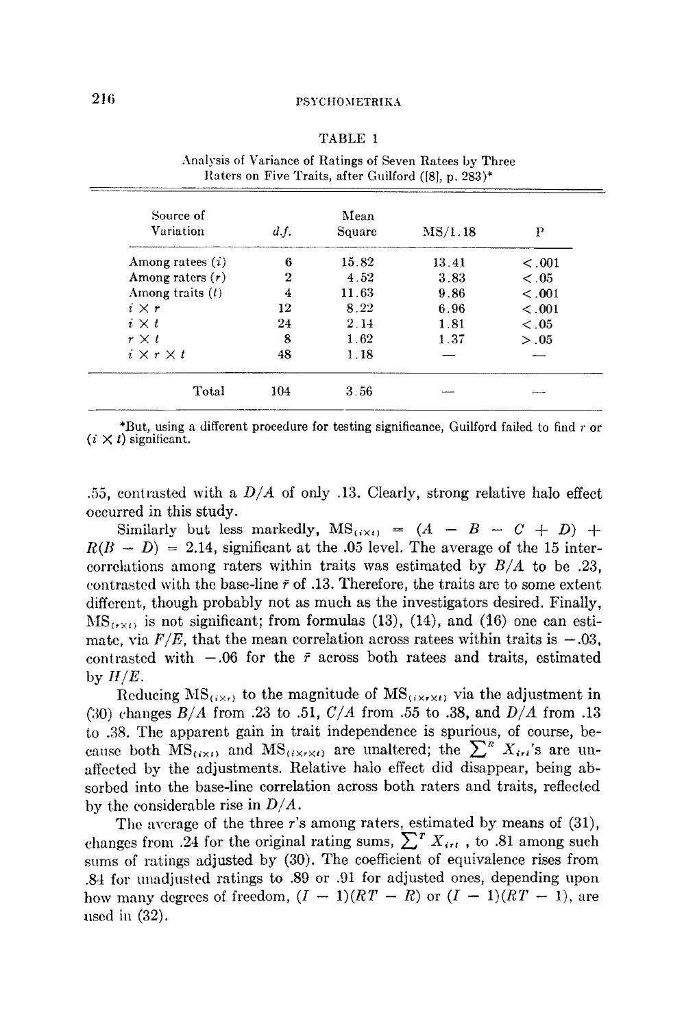TABLE 1

Analysis of Variance of Ratings of Seven Ratees by Three Raters on Five Traits, after Guilford ([8], p. 283)*

| Source of Variation | d.f. | Mean Square | MS/1.18 | P |
|---|---|---|---|---|
| Among ratees ($i$) | 6 | 15.82 | 13.41 | $< .001$ |
| Among raters ($r$) | 2 | 4.52 | 3.83 | $< .05$ |
| Among traits ($t$) | 4 | 11.63 | 9.86 | $< .001$ |
| $i \times r$ | 12 | 8.22 | 6.96 | $< .001$ |
| $i \times t$ | 24 | 2.14 | 1.81 | $< .05$ |
| $r \times t$ | 8 | 1.62 | 1.37 | $> .05$ |
| $i \times r \times t$ | 48 | 1.18 | — | — |
| Total | 104 | 3.56 | — | — |

*But, using a different procedure for testing significance, Guilford failed to find $r$ or $(i \times t)$ significant.

.55, contrasted with a $D/A$ of only .13. Clearly, strong relative halo effect occurred in this study.

Similarly but less markedly, $MS_{(i \times t)} = (A - B - C + D) + R(B - D) = 2.14$, significant at the .05 level. The average of the 15 intercorrelations among raters within traits was estimated by $B/A$ to be .23, contrasted with the base-line $\bar{r}$ of .13. Therefore, the traits are to some extent different, though probably not as much as the investigators desired. Finally, $MS_{(r \times t)}$ is not significant; from formulas (13), (14), and (16) one can estimate, via $F/E$, that the mean correlation across ratees within traits is $-.03$, contrasted with $-.06$ for the $\bar{r}$ across both ratees and traits, estimated by $H/E$.

Reducing $MS_{(i \times r)}$ to the magnitude of $MS_{(i \times r \times t)}$ via the adjustment in (30) changes $B/A$ from .23 to .51, $C/A$ from .55 to .38, and $D/A$ from .13 to .38. The apparent gain in trait independence is spurious, of course, because both $MS_{(i \times t)}$ and $MS_{(i \times r \times t)}$ are unaltered; the $\sum^{R} X_{irt}$'s are unaffected by the adjustments. Relative halo effect did disappear, being absorbed into the base-line correlation across both raters and traits, reflected by the considerable rise in $D/A$.

The average of the three $r$'s among raters, estimated by means of (31), changes from .24 for the original rating sums, $\sum^{T} X_{irt}$, to .81 among such sums of ratings adjusted by (30). The coefficient of equivalence rises from .84 for unadjusted ratings to .89 or .91 for adjusted ones, depending upon how many degrees of freedom, $(I - 1)(RT - R)$ or $(I - 1)(RT - 1)$, are used in (32).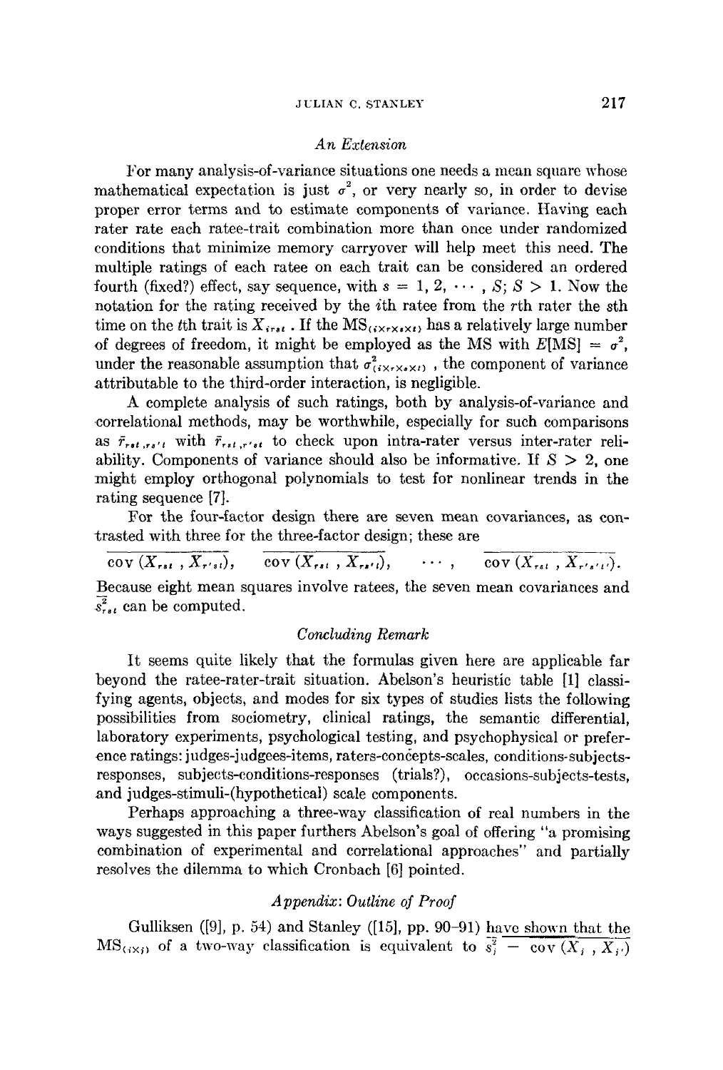### An Extension

For many analysis-of-variance situations one needs a mean square whose mathematical expectation is just $\sigma^2$, or very nearly so, in order to devise proper error terms and to estimate components of variance. Having each rater rate each ratee-trait combination more than once under randomized conditions that minimize memory carryover will help meet this need. The multiple ratings of each ratee on each trait can be considered an ordered fourth (fixed?) effect, say sequence, with $s = 1, 2, \cdots, S$; $S > 1$. Now the notation for the rating received by the $i$th ratee from the $r$th rater the $s$th time on the $t$th trait is $X_{irst}$. If the $\text{MS}_{(i \times r \times s \times t)}$ has a relatively large number of degrees of freedom, it might be employed as the MS with $E[\text{MS}] = \sigma^2$, under the reasonable assumption that $\sigma^2_{(i \times r \times s \times t)}$, the component of variance attributable to the third-order interaction, is negligible.

A complete analysis of such ratings, both by analysis-of-variance and correlational methods, may be worthwhile, especially for such comparisons as $\bar{r}_{rst,rs't}$ with $\bar{r}_{rst,r'st}$ to check upon intra-rater versus inter-rater reliability. Components of variance should also be informative. If $S > 2$, one might employ orthogonal polynomials to test for nonlinear trends in the rating sequence [7].

For the four-factor design there are seven mean covariances, as contrasted with three for the three-factor design; these are

$$\overline{\text{cov}\,(X_{rst}\,,\,X_{r'st})}, \qquad \overline{\text{cov}\,(X_{rst}\,,\,X_{rs't})}, \qquad \cdots, \qquad \overline{\text{cov}\,(X_{rst}\,,\,X_{r's't'})}.$$

Because eight mean squares involve ratees, the seven mean covariances and $\overline{s^2_{rst}}$ can be computed.

### Concluding Remark

It seems quite likely that the formulas given here are applicable far beyond the ratee-rater-trait situation. Abelson's heuristic table [1] classifying agents, objects, and modes for six types of studies lists the following possibilities from sociometry, clinical ratings, the semantic differential, laboratory experiments, psychological testing, and psychophysical or preference ratings: judges-judgees-items, raters-concepts-scales, conditions-subjects-responses, subjects-conditions-responses (trials?), occasions-subjects-tests, and judges-stimuli-(hypothetical) scale components.

Perhaps approaching a three-way classification of real numbers in the ways suggested in this paper furthers Abelson's goal of offering "a promising combination of experimental and correlational approaches" and partially resolves the dilemma to which Cronbach [6] pointed.

### Appendix: Outline of Proof

Gulliksen ([9], p. 54) and Stanley ([15], pp. 90–91) have shown that the $\text{MS}_{(i \times j)}$ of a two-way classification is equivalent to $\overline{s^2_j} - \overline{\text{cov}\,(X_j\,,\,X_{j'})}$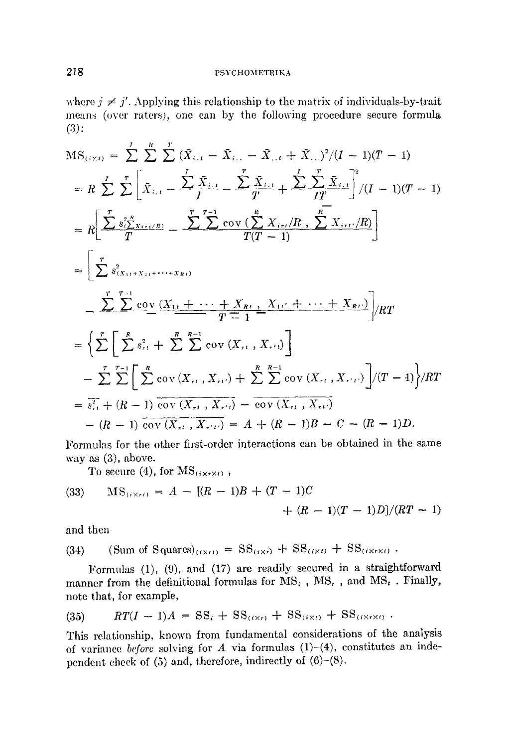where $j \neq j'$. Applying this relationship to the matrix of individuals-by-trait means (over raters), one can by the following procedure secure formula (3):

$$
\begin{aligned}
\text{MS}_{(i \times t)} &= \sum^{I} \sum^{R} \sum^{T} (\bar{X}_{i.t} - \bar{X}_{i..} - \bar{X}_{..t} + \bar{X}_{...})^2/(I-1)(T-1) \\
&= R \sum^{I} \sum^{T} \left[ \bar{X}_{i.t} - \frac{\sum^{I} \bar{X}_{i.t}}{I} - \frac{\sum^{T} \bar{X}_{i.t}}{T} + \frac{\sum^{I} \sum^{T} \bar{X}_{i.t}}{IT} \right]^2 \Big/ (I-1)(T-1) \\
&= R \left[ \frac{\sum^{T} s^2_{(\sum^{R} X_{irt}/R)}}{T} - \frac{\sum^{T} \sum^{T-1} \text{cov}\,(\sum^{R} X_{irt}/R, \sum^{R} X_{irt'}/R)}{T(T-1)} \right] \\
&= \Bigg[ \sum^{T} s^2_{(X_{1t} + X_{2t} + \cdots + X_{Rt})} \\
&\qquad - \frac{\sum^{T} \sum^{T-1} \text{cov}\,(X_{1t} + \cdots + X_{Rt}, X_{1t'} + \cdots + X_{Rt'})}{T-1} \Bigg] \Big/ RT \\
&= \Bigg\{ \sum^{T} \left[ \sum^{R} s^2_{rt} + \sum^{R} \sum^{R-1} \text{cov}\,(X_{rt}, X_{r't}) \right] \\
&\qquad - \sum^{T} \sum^{T-1} \left[ \sum^{R} \text{cov}\,(X_{rt}, X_{rt'}) + \sum^{R} \sum^{R-1} \text{cov}\,(X_{rt}, X_{r't'}) \right] \Big/ (T-1) \Bigg\} \Big/ RT \\
&= \overline{s^2_{rt}} + (R-1)\, \overline{\text{cov}\,(X_{rt}, X_{r't})} - \overline{\text{cov}\,(X_{rt}, X_{rt'})} \\
&\qquad - (R-1)\, \overline{\text{cov}\,(X_{rt}, X_{r't'})} = A + (R-1)B - C - (R-1)D.
\end{aligned}
$$

Formulas for the other first-order interactions can be obtained in the same way as (3), above.

To secure (4), for $\text{MS}_{(i \times r \times t)}$,

$$
\text{MS}_{(i \times r \times t)} = A - [(R-1)B + (T-1)C + (R-1)(T-1)D]/(RT-1) \tag{33}
$$

and then

$$
(\text{Sum of Squares})_{(i \times r t)} = \text{SS}_{(i \times r)} + \text{SS}_{(i \times t)} + \text{SS}_{(i \times r \times t)}\,. \tag{34}
$$

Formulas (1), (9), and (17) are readily secured in a straightforward manner from the definitional formulas for $\text{MS}_i$, $\text{MS}_r$, and $\text{MS}_t$. Finally, note that, for example,

$$
RT(I-1)A = \text{SS}_i + \text{SS}_{(i \times r)} + \text{SS}_{(i \times t)} + \text{SS}_{(i \times r \times t)}\,. \tag{35}
$$

This relationship, known from fundamental considerations of the analysis of variance *before* solving for $A$ via formulas (1)–(4), constitutes an independent check of (5) and, therefore, indirectly of (6)–(8).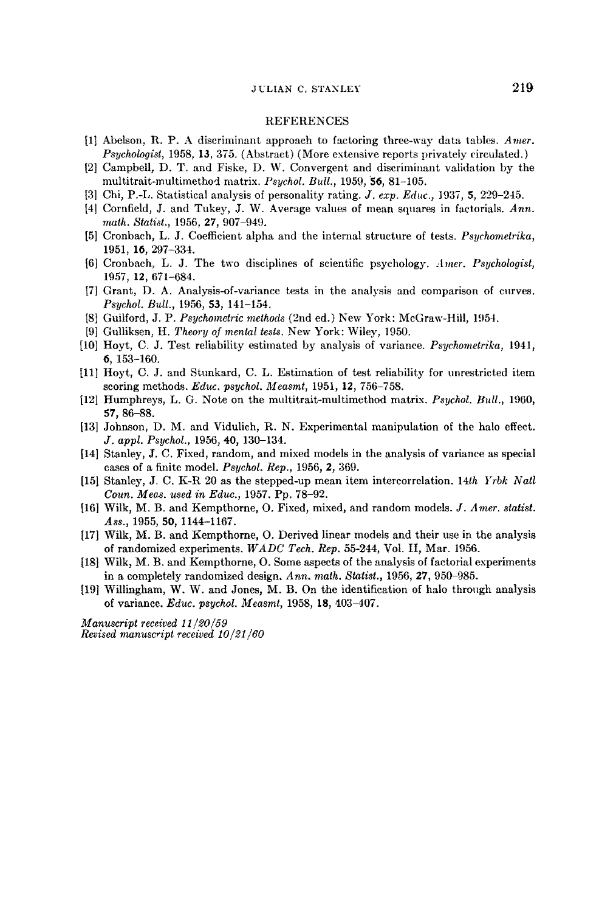## REFERENCES

[1] Abelson, R. P. A discriminant approach to factoring three-way data tables. *Amer. Psychologist*, 1958, **13**, 375. (Abstract) (More extensive reports privately circulated.)

[2] Campbell, D. T. and Fiske, D. W. Convergent and discriminant validation by the multitrait-multimethod matrix. *Psychol. Bull.*, 1959, **56**, 81–105.

[3] Chi, P.-L. Statistical analysis of personality rating. *J. exp. Educ.*, 1937, **5**, 229–245.

[4] Cornfield, J. and Tukey, J. W. Average values of mean squares in factorials. *Ann. math. Statist.*, 1956, **27**, 907–949.

[5] Cronbach, L. J. Coefficient alpha and the internal structure of tests. *Psychometrika*, 1951, **16**, 297–334.

[6] Cronbach, L. J. The two disciplines of scientific psychology. *Amer. Psychologist*, 1957, **12**, 671–684.

[7] Grant, D. A. Analysis-of-variance tests in the analysis and comparison of curves. *Psychol. Bull.*, 1956, **53**, 141–154.

[8] Guilford, J. P. *Psychometric methods* (2nd ed.) New York: McGraw-Hill, 1954.

[9] Gulliksen, H. *Theory of mental tests.* New York: Wiley, 1950.

[10] Hoyt, C. J. Test reliability estimated by analysis of variance. *Psychometrika*, 1941, **6**, 153–160.

[11] Hoyt, C. J. and Stunkard, C. L. Estimation of test reliability for unrestricted item scoring methods. *Educ. psychol. Measmt*, 1951, **12**, 756–758.

[12] Humphreys, L. G. Note on the multitrait-multimethod matrix. *Psychol. Bull.*, 1960, **57**, 86–88.

[13] Johnson, D. M. and Vidulich, R. N. Experimental manipulation of the halo effect. *J. appl. Psychol.*, 1956, **40**, 130–134.

[14] Stanley, J. C. Fixed, random, and mixed models in the analysis of variance as special cases of a finite model. *Psychol. Rep.*, 1956, **2**, 369.

[15] Stanley, J. C. K-R 20 as the stepped-up mean item intercorrelation. *14th Yrbk Natl Coun. Meas. used in Educ.*, 1957. Pp. 78–92.

[16] Wilk, M. B. and Kempthorne, O. Fixed, mixed, and random models. *J. Amer. statist. Ass.*, 1955, **50**, 1144–1167.

[17] Wilk, M. B. and Kempthorne, O. Derived linear models and their use in the analysis of randomized experiments. *WADC Tech. Rep.* 55-244, Vol. II, Mar. 1956.

[18] Wilk, M. B. and Kempthorne, O. Some aspects of the analysis of factorial experiments in a completely randomized design. *Ann. math. Statist.*, 1956, **27**, 950–985.

[19] Willingham, W. W. and Jones, M. B. On the identification of halo through analysis of variance. *Educ. psychol. Measmt*, 1958, **18**, 403–407.

*Manuscript received 11/20/59*
*Revised manuscript received 10/21/60*